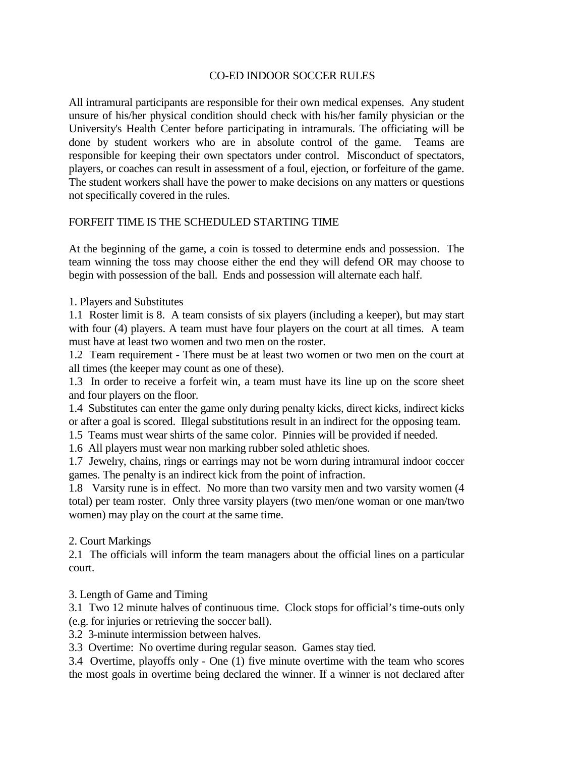# CO-ED INDOOR SOCCER RULES

All intramural participants are responsible for their own medical expenses. Any student unsure of his/her physical condition should check with his/her family physician or the University's Health Center before participating in intramurals. The officiating will be done by student workers who are in absolute control of the game. Teams are responsible for keeping their own spectators under control. Misconduct of spectators, players, or coaches can result in assessment of a foul, ejection, or forfeiture of the game. The student workers shall have the power to make decisions on any matters or questions not specifically covered in the rules.

FORFEIT TIME IS THE SCHEDULED STARTING TIME

At the beginning of the game, a coin is tossed to determine ends and possession. The team winning the toss may choose either the end they will defend OR may choose to begin with possession of the ball. Ends and possession will alternate each half.

## 1. Players and Substitutes

1.1 Roster limit is 8. A team consists of six players (including a keeper), but may start with four (4) players. A team must have four players on the court at all times. A team must have at least two women and two men on the roster.

1.2 Team requirement - There must be at least two women or two men on the court at all times (the keeper may count as one of these).

1.3 In order to receive a forfeit win, a team must have its line up on the score sheet and four players on the floor.

1.4 Substitutes can enter the game only during penalty kicks, direct kicks, indirect kicks or after a goal is scored. Illegal substitutions result in an indirect for the opposing team.

1.5 Teams must wear shirts of the same color. Pinnies will be provided if needed.

1.6 All players must wear non marking rubber soled athletic shoes.

1.7 Jewelry, chains, rings or earrings may not be worn during intramural indoor coccer games. The penalty is an indirect kick from the point of infraction.

1.8 Varsity rune is in effect. No more than two varsity men and two varsity women (4 total) per team roster. Only three varsity players (two men/one woman or one man/two women) may play on the court at the same time.

## 2. Court Markings

2.1 The officials will inform the team managers about the official lines on a particular court.

## 3. Length of Game and Timing

3.1 Two 12 minute halves of continuous time. Clock stops for official's time-outs only (e.g. for injuries or retrieving the soccer ball).

3.2 3-minute intermission between halves.

3.3 Overtime: No overtime during regular season. Games stay tied.

3.4 Overtime, playoffs only - One (1) five minute overtime with the team who scores the most goals in overtime being declared the winner. If a winner is not declared after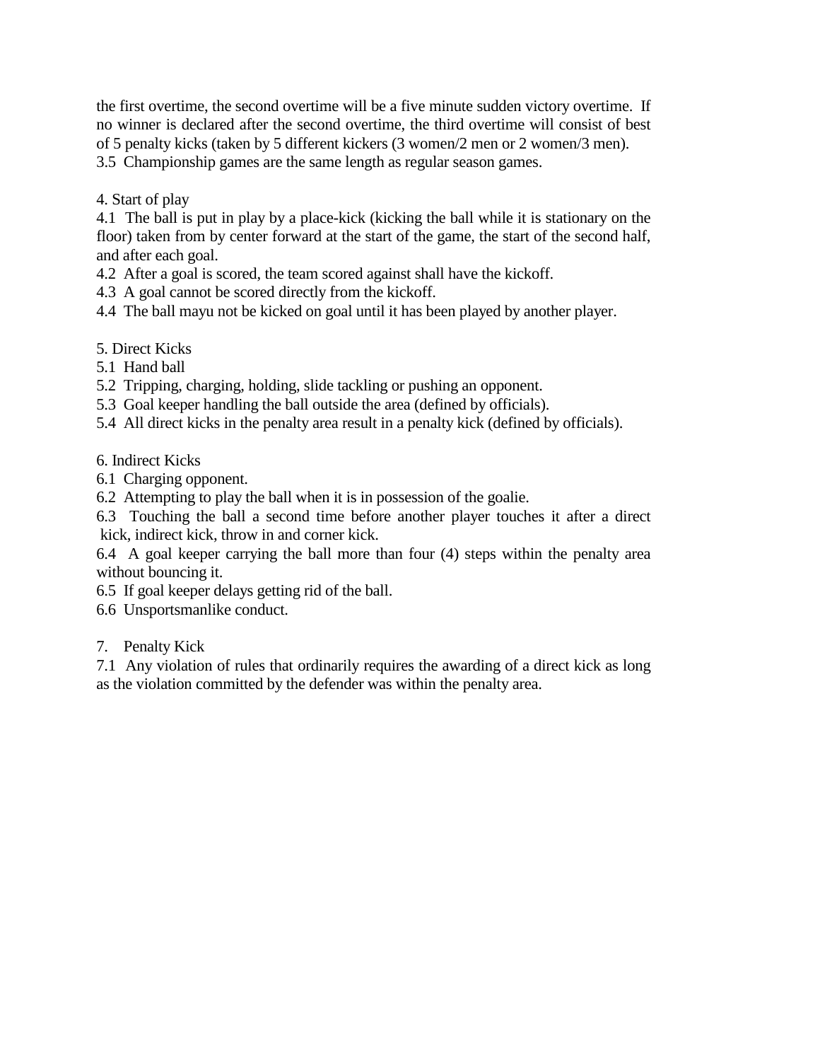the first overtime, the second overtime will be a five minute sudden victory overtime. If no winner is declared after the second overtime, the third overtime will consist of best of 5 penalty kicks (taken by 5 different kickers (3 women/2 men or 2 women/3 men).

3.5 Championship games are the same length as regular season games.

4. Start of play

4.1 The ball is put in play by a place-kick (kicking the ball while it is stationary on the floor) taken from by center forward at the start of the game, the start of the second half, and after each goal.

4.2 After a goal is scored, the team scored against shall have the kickoff.

4.3 A goal cannot be scored directly from the kickoff.

4.4 The ball mayu not be kicked on goal until it has been played by another player.

5. Direct Kicks

5.1 Hand ball

5.2 Tripping, charging, holding, slide tackling or pushing an opponent.

5.3 Goal keeper handling the ball outside the area (defined by officials).

5.4 All direct kicks in the penalty area result in a penalty kick (defined by officials).

6. Indirect Kicks

6.1 Charging opponent.

6.2 Attempting to play the ball when it is in possession of the goalie.

6.3 Touching the ball a second time before another player touches it after a direct kick, indirect kick, throw in and corner kick.

6.4 A goal keeper carrying the ball more than four (4) steps within the penalty area without bouncing it.

6.5 If goal keeper delays getting rid of the ball.

6.6 Unsportsmanlike conduct.

7. Penalty Kick

7.1 Any violation of rules that ordinarily requires the awarding of a direct kick as long as the violation committed by the defender was within the penalty area.